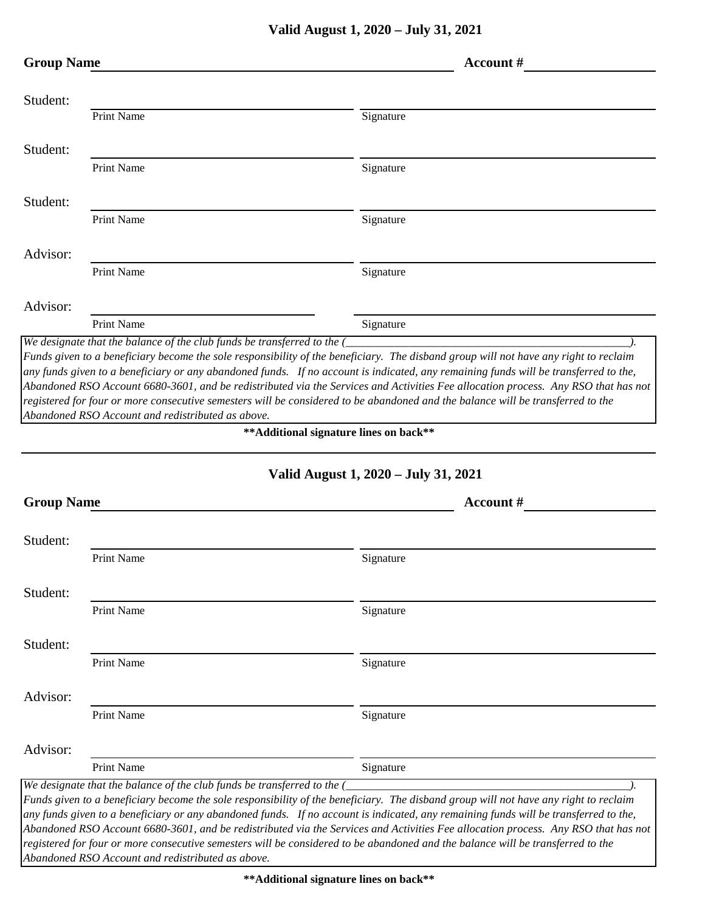**Valid August 1, 2020 – July 31, 2021**

**Group Name** ______________________________________________ **Account #** ____________________

Student: ______________________________ ______________________________
Print Name Signature

Student: ______________________________ ______________________________
Print Name Signature

Student: ______________________________ ______________________________
Print Name Signature

Advisor: ______________________________ ______________________________
Print Name Signature

Advisor: ______________________________ ______________________________
Print Name Signature

*We designate that the balance of the club funds be transferred to the (__________________________________________________). Funds given to a beneficiary become the sole responsibility of the beneficiary. The disband group will not have any right to reclaim any funds given to a beneficiary or any abandoned funds. If no account is indicated, any remaining funds will be transferred to the, Abandoned RSO Account 6680-3601, and be redistributed via the Services and Activities Fee allocation process. Any RSO that has not registered for four or more consecutive semesters will be considered to be abandoned and the balance will be transferred to the Abandoned RSO Account and redistributed as above.*

**\*\*Additional signature lines on back\*\***

---

**Valid August 1, 2020 – July 31, 2021**

**Group Name** ______________________________________________ **Account #** ____________________

Student: ______________________________ ______________________________
Print Name Signature

Student: ______________________________ ______________________________
Print Name Signature

Student: ______________________________ ______________________________
Print Name Signature

Advisor: ______________________________ ______________________________
Print Name Signature

Advisor: ______________________________ ______________________________
Print Name Signature

*We designate that the balance of the club funds be transferred to the (__________________________________________________). Funds given to a beneficiary become the sole responsibility of the beneficiary. The disband group will not have any right to reclaim any funds given to a beneficiary or any abandoned funds. If no account is indicated, any remaining funds will be transferred to the, Abandoned RSO Account 6680-3601, and be redistributed via the Services and Activities Fee allocation process. Any RSO that has not registered for four or more consecutive semesters will be considered to be abandoned and the balance will be transferred to the Abandoned RSO Account and redistributed as above.*

**\*\*Additional signature lines on back\*\***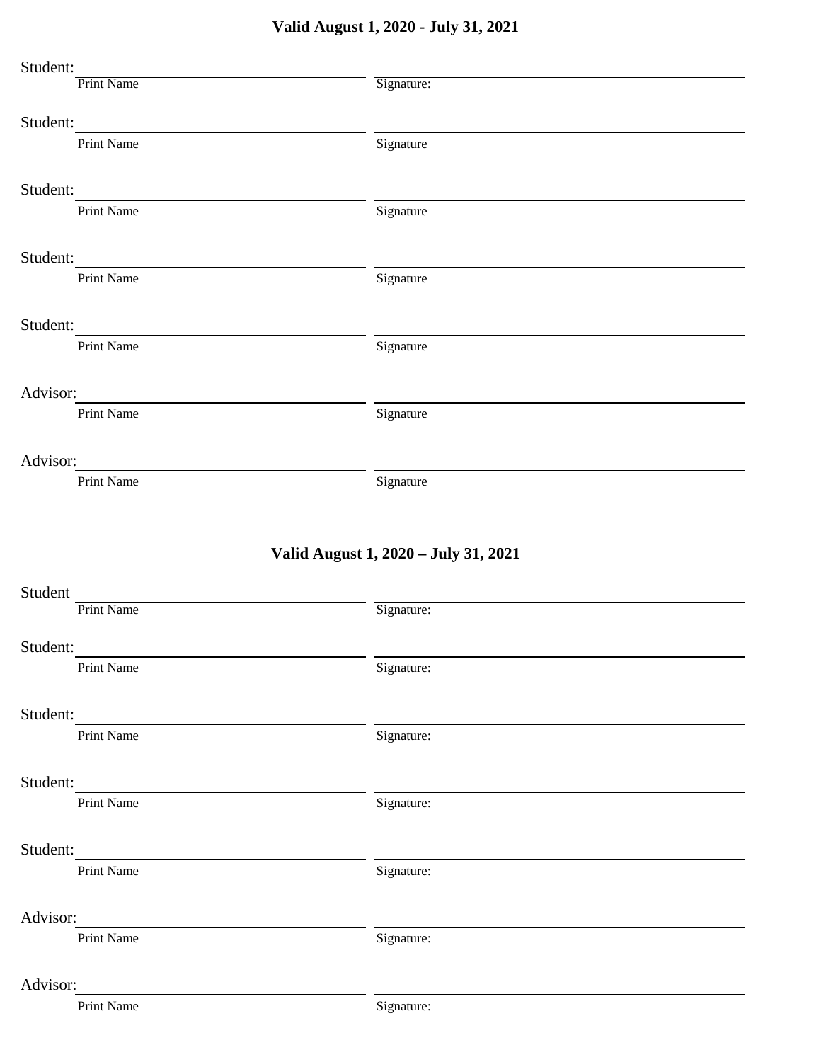**Valid August 1, 2020 - July 31, 2021**

Student: ______________________________ ______________________________

Print Name Signature:

Student: ______________________________ ______________________________

Print Name Signature

Student: ______________________________ ______________________________

Print Name Signature

Student: ______________________________ ______________________________

Print Name Signature

Student: ______________________________ ______________________________

Print Name Signature

Advisor: ______________________________ ______________________________

Print Name Signature

Advisor: ______________________________ ______________________________

Print Name Signature

**Valid August 1, 2020 – July 31, 2021**

Student ______________________________ ______________________________

Print Name Signature:

Student: ______________________________ ______________________________

Print Name Signature:

Student: ______________________________ ______________________________

Print Name Signature:

Student: ______________________________ ______________________________

Print Name Signature:

Student: ______________________________ ______________________________

Print Name Signature:

Advisor: ______________________________ ______________________________

Print Name Signature:

Advisor: ______________________________ ______________________________

Print Name Signature: